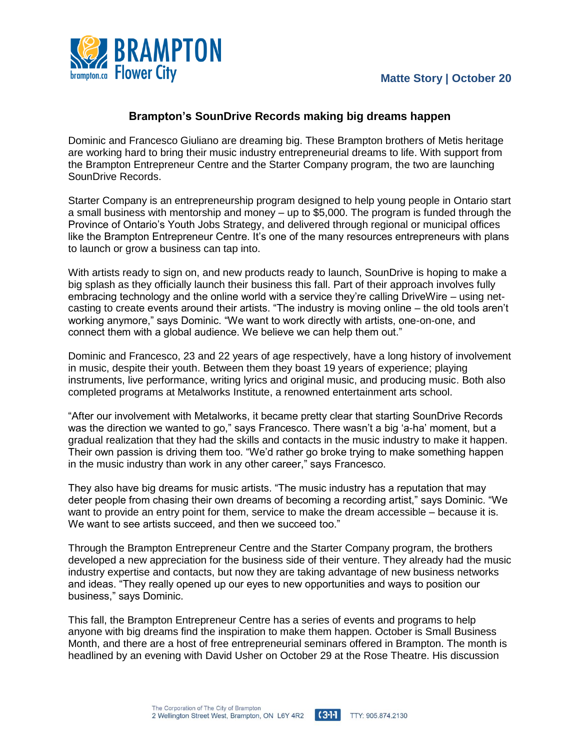**Matte Story | October 20**

# Brampton's SounDrive Records making big dreams happen

Dominic and Francesco Giuliano are dreaming big. These Brampton brothers of Metis heritage are working hard to bring their music industry entrepreneurial dreams to life. With support from the Brampton Entrepreneur Centre and the Starter Company program, the two are launching SounDrive Records.

Starter Company is an entrepreneurship program designed to help young people in Ontario start a small business with mentorship and money – up to $5,000. The program is funded through the Province of Ontario's Youth Jobs Strategy, and delivered through regional or municipal offices like the Brampton Entrepreneur Centre. It's one of the many resources entrepreneurs with plans to launch or grow a business can tap into.

With artists ready to sign on, and new products ready to launch, SounDrive is hoping to make a big splash as they officially launch their business this fall. Part of their approach involves fully embracing technology and the online world with a service they're calling DriveWire – using net-casting to create events around their artists. "The industry is moving online – the old tools aren't working anymore," says Dominic. "We want to work directly with artists, one-on-one, and connect them with a global audience. We believe we can help them out."

Dominic and Francesco, 23 and 22 years of age respectively, have a long history of involvement in music, despite their youth. Between them they boast 19 years of experience; playing instruments, live performance, writing lyrics and original music, and producing music. Both also completed programs at Metalworks Institute, a renowned entertainment arts school.

"After our involvement with Metalworks, it became pretty clear that starting SounDrive Records was the direction we wanted to go," says Francesco. There wasn't a big 'a-ha' moment, but a gradual realization that they had the skills and contacts in the music industry to make it happen. Their own passion is driving them too. "We'd rather go broke trying to make something happen in the music industry than work in any other career," says Francesco.

They also have big dreams for music artists. "The music industry has a reputation that may deter people from chasing their own dreams of becoming a recording artist," says Dominic. "We want to provide an entry point for them, service to make the dream accessible – because it is. We want to see artists succeed, and then we succeed too."

Through the Brampton Entrepreneur Centre and the Starter Company program, the brothers developed a new appreciation for the business side of their venture. They already had the music industry expertise and contacts, but now they are taking advantage of new business networks and ideas. "They really opened up our eyes to new opportunities and ways to position our business," says Dominic.

This fall, the Brampton Entrepreneur Centre has a series of events and programs to help anyone with big dreams find the inspiration to make them happen. October is Small Business Month, and there are a host of free entrepreneurial seminars offered in Brampton. The month is headlined by an evening with David Usher on October 29 at the Rose Theatre. His discussion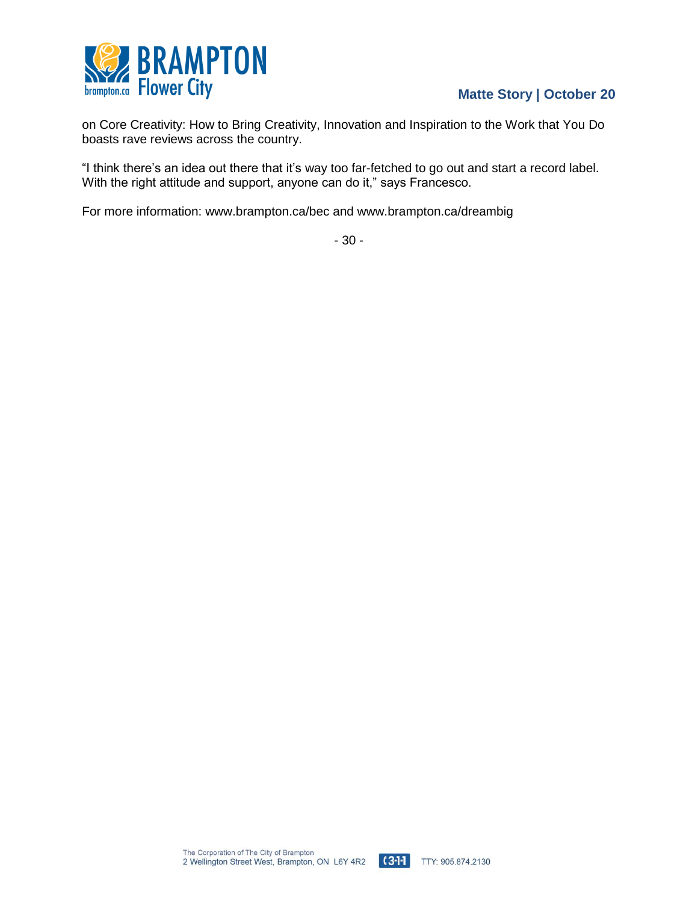on Core Creativity: How to Bring Creativity, Innovation and Inspiration to the Work that You Do boasts rave reviews across the country.

"I think there's an idea out there that it's way too far-fetched to go out and start a record label. With the right attitude and support, anyone can do it," says Francesco.

For more information: www.brampton.ca/bec and www.brampton.ca/dreambig

- 30 -